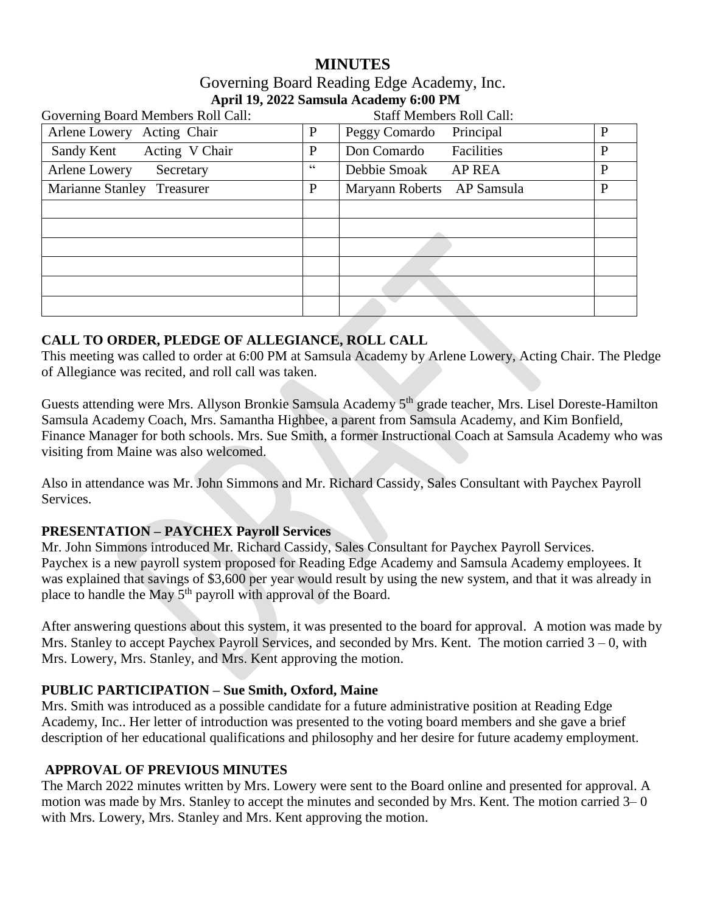# MINUTES

## Governing Board Reading Edge Academy, Inc.

**April 19, 2022 Samsula Academy 6:00 PM**

Governing Board Members Roll Call: Staff Members Roll Call:

| Governing Board Members | | Staff Members | |
|---|---|---|---|
| Arlene Lowery Acting Chair | P | Peggy Comardo Principal | P |
| Sandy Kent Acting V Chair | P | Don Comardo Facilities | P |
| Arlene Lowery Secretary | " | Debbie Smoak AP REA | P |
| Marianne Stanley Treasurer | P | Maryann Roberts AP Samsula | P |
| | | | |
| | | | |
| | | | |
| | | | |
| | | | |
| | | | |

### CALL TO ORDER, PLEDGE OF ALLEGIANCE, ROLL CALL

This meeting was called to order at 6:00 PM at Samsula Academy by Arlene Lowery, Acting Chair. The Pledge of Allegiance was recited, and roll call was taken.

Guests attending were Mrs. Allyson Bronkie Samsula Academy 5th grade teacher, Mrs. Lisel Doreste-Hamilton Samsula Academy Coach, Mrs. Samantha Highbee, a parent from Samsula Academy, and Kim Bonfield, Finance Manager for both schools. Mrs. Sue Smith, a former Instructional Coach at Samsula Academy who was visiting from Maine was also welcomed.

Also in attendance was Mr. John Simmons and Mr. Richard Cassidy, Sales Consultant with Paychex Payroll Services.

### PRESENTATION – PAYCHEX Payroll Services

Mr. John Simmons introduced Mr. Richard Cassidy, Sales Consultant for Paychex Payroll Services. Paychex is a new payroll system proposed for Reading Edge Academy and Samsula Academy employees. It was explained that savings of $3,600 per year would result by using the new system, and that it was already in place to handle the May 5th payroll with approval of the Board.

After answering questions about this system, it was presented to the board for approval. A motion was made by Mrs. Stanley to accept Paychex Payroll Services, and seconded by Mrs. Kent. The motion carried 3 – 0, with Mrs. Lowery, Mrs. Stanley, and Mrs. Kent approving the motion.

### PUBLIC PARTICIPATION – Sue Smith, Oxford, Maine

Mrs. Smith was introduced as a possible candidate for a future administrative position at Reading Edge Academy, Inc.. Her letter of introduction was presented to the voting board members and she gave a brief description of her educational qualifications and philosophy and her desire for future academy employment.

### APPROVAL OF PREVIOUS MINUTES

The March 2022 minutes written by Mrs. Lowery were sent to the Board online and presented for approval. A motion was made by Mrs. Stanley to accept the minutes and seconded by Mrs. Kent. The motion carried 3– 0 with Mrs. Lowery, Mrs. Stanley and Mrs. Kent approving the motion.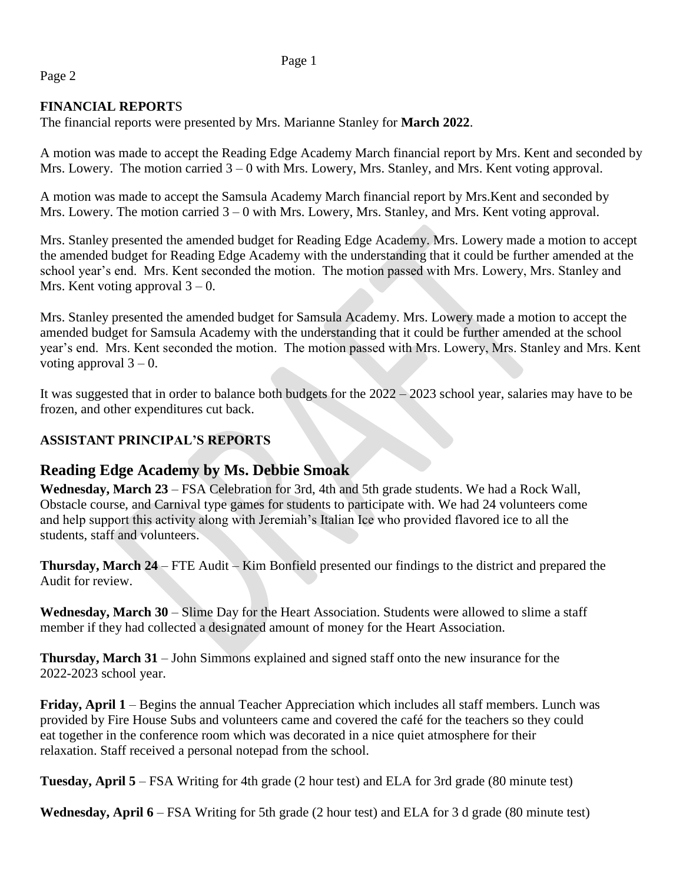## FINANCIAL REPORTS

The financial reports were presented by Mrs. Marianne Stanley for **March 2022**.

A motion was made to accept the Reading Edge Academy March financial report by Mrs. Kent and seconded by Mrs. Lowery. The motion carried 3 – 0 with Mrs. Lowery, Mrs. Stanley, and Mrs. Kent voting approval.

A motion was made to accept the Samsula Academy March financial report by Mrs.Kent and seconded by Mrs. Lowery. The motion carried 3 – 0 with Mrs. Lowery, Mrs. Stanley, and Mrs. Kent voting approval.

Mrs. Stanley presented the amended budget for Reading Edge Academy. Mrs. Lowery made a motion to accept the amended budget for Reading Edge Academy with the understanding that it could be further amended at the school year's end. Mrs. Kent seconded the motion. The motion passed with Mrs. Lowery, Mrs. Stanley and Mrs. Kent voting approval 3 – 0.

Mrs. Stanley presented the amended budget for Samsula Academy. Mrs. Lowery made a motion to accept the amended budget for Samsula Academy with the understanding that it could be further amended at the school year's end. Mrs. Kent seconded the motion. The motion passed with Mrs. Lowery, Mrs. Stanley and Mrs. Kent voting approval 3 – 0.

It was suggested that in order to balance both budgets for the 2022 – 2023 school year, salaries may have to be frozen, and other expenditures cut back.

## ASSISTANT PRINCIPAL'S REPORTS

### Reading Edge Academy by Ms. Debbie Smoak

**Wednesday, March 23** – FSA Celebration for 3rd, 4th and 5th grade students. We had a Rock Wall, Obstacle course, and Carnival type games for students to participate with. We had 24 volunteers come and help support this activity along with Jeremiah's Italian Ice who provided flavored ice to all the students, staff and volunteers.

**Thursday, March 24** – FTE Audit – Kim Bonfield presented our findings to the district and prepared the Audit for review.

**Wednesday, March 30** – Slime Day for the Heart Association. Students were allowed to slime a staff member if they had collected a designated amount of money for the Heart Association.

**Thursday, March 31** – John Simmons explained and signed staff onto the new insurance for the 2022-2023 school year.

**Friday, April 1** – Begins the annual Teacher Appreciation which includes all staff members. Lunch was provided by Fire House Subs and volunteers came and covered the café for the teachers so they could eat together in the conference room which was decorated in a nice quiet atmosphere for their relaxation. Staff received a personal notepad from the school.

**Tuesday, April 5** – FSA Writing for 4th grade (2 hour test) and ELA for 3rd grade (80 minute test)

**Wednesday, April 6** – FSA Writing for 5th grade (2 hour test) and ELA for 3 d grade (80 minute test)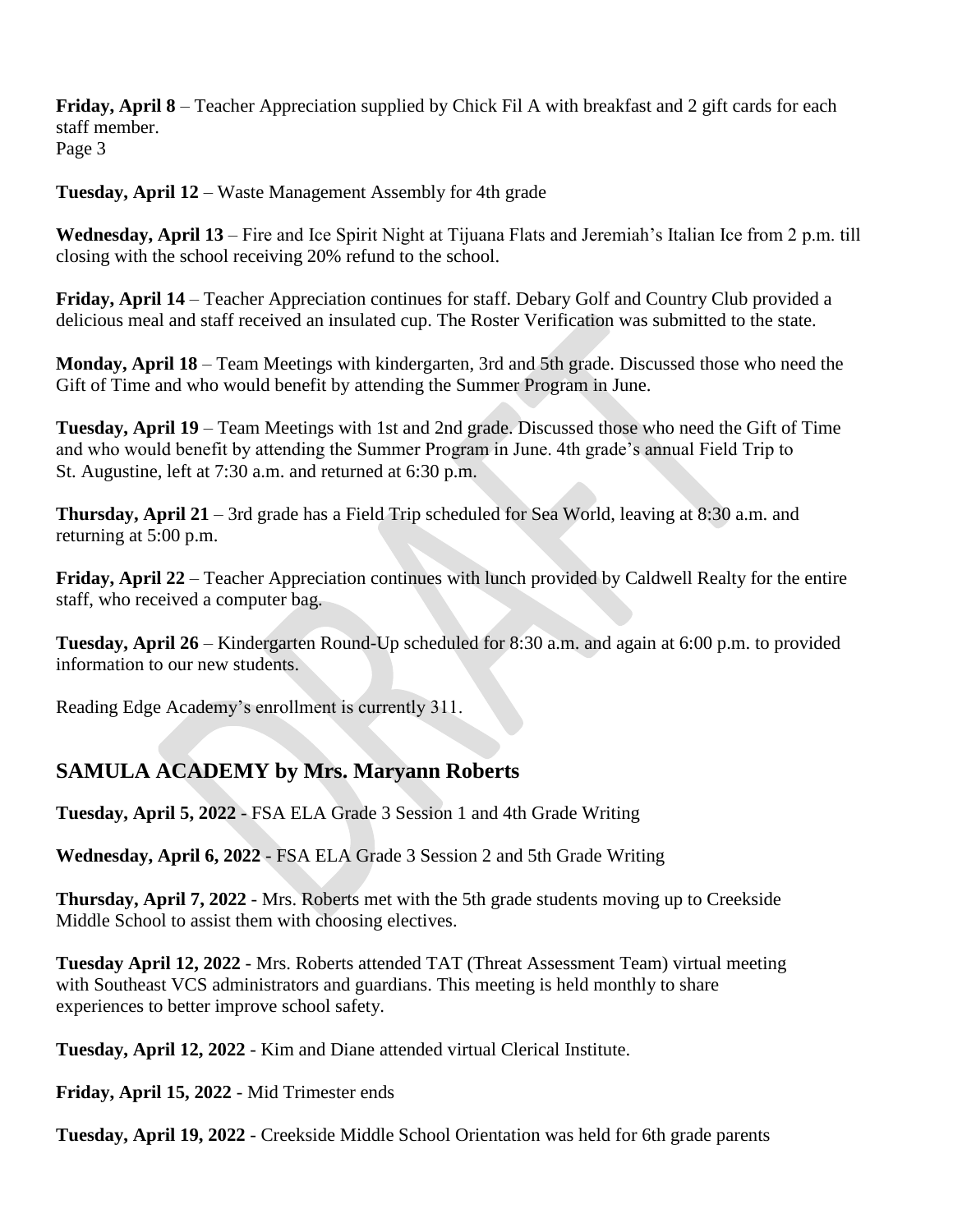**Friday, April 8** – Teacher Appreciation supplied by Chick Fil A with breakfast and 2 gift cards for each staff member.

**Tuesday, April 12** – Waste Management Assembly for 4th grade

**Wednesday, April 13** – Fire and Ice Spirit Night at Tijuana Flats and Jeremiah's Italian Ice from 2 p.m. till closing with the school receiving 20% refund to the school.

**Friday, April 14** – Teacher Appreciation continues for staff. Debary Golf and Country Club provided a delicious meal and staff received an insulated cup. The Roster Verification was submitted to the state.

**Monday, April 18** – Team Meetings with kindergarten, 3rd and 5th grade. Discussed those who need the Gift of Time and who would benefit by attending the Summer Program in June.

**Tuesday, April 19** – Team Meetings with 1st and 2nd grade. Discussed those who need the Gift of Time and who would benefit by attending the Summer Program in June. 4th grade's annual Field Trip to St. Augustine, left at 7:30 a.m. and returned at 6:30 p.m.

**Thursday, April 21** – 3rd grade has a Field Trip scheduled for Sea World, leaving at 8:30 a.m. and returning at 5:00 p.m.

**Friday, April 22** – Teacher Appreciation continues with lunch provided by Caldwell Realty for the entire staff, who received a computer bag.

**Tuesday, April 26** – Kindergarten Round-Up scheduled for 8:30 a.m. and again at 6:00 p.m. to provided information to our new students.

Reading Edge Academy's enrollment is currently 311.

## SAMULA ACADEMY by Mrs. Maryann Roberts

**Tuesday, April 5, 2022** - FSA ELA Grade 3 Session 1 and 4th Grade Writing

**Wednesday, April 6, 2022** - FSA ELA Grade 3 Session 2 and 5th Grade Writing

**Thursday, April 7, 2022** - Mrs. Roberts met with the 5th grade students moving up to Creekside Middle School to assist them with choosing electives.

**Tuesday April 12, 2022** - Mrs. Roberts attended TAT (Threat Assessment Team) virtual meeting with Southeast VCS administrators and guardians. This meeting is held monthly to share experiences to better improve school safety.

**Tuesday, April 12, 2022** - Kim and Diane attended virtual Clerical Institute.

**Friday, April 15, 2022** - Mid Trimester ends

**Tuesday, April 19, 2022** - Creekside Middle School Orientation was held for 6th grade parents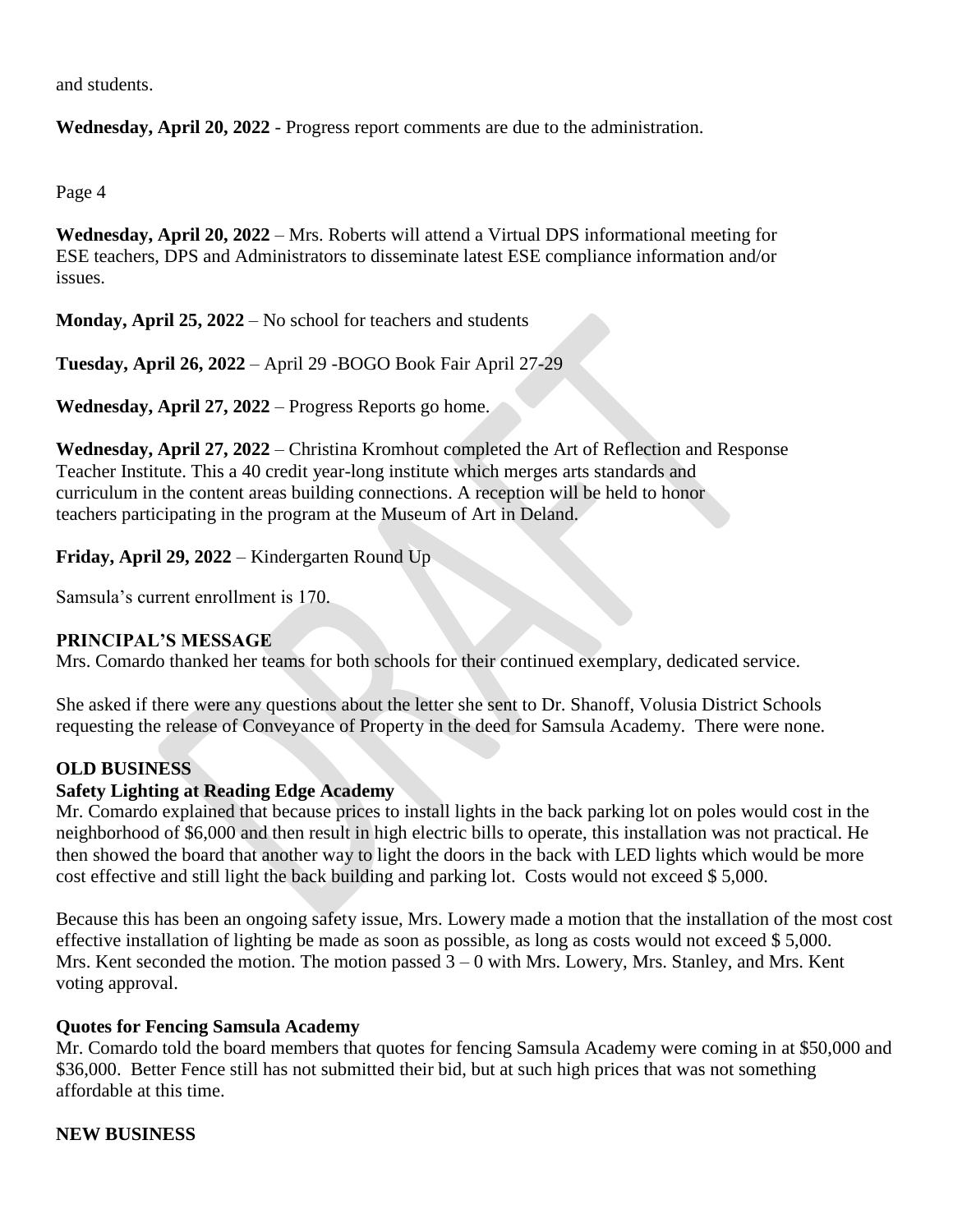and students.

**Wednesday, April 20, 2022** - Progress report comments are due to the administration.

**Wednesday, April 20, 2022** – Mrs. Roberts will attend a Virtual DPS informational meeting for ESE teachers, DPS and Administrators to disseminate latest ESE compliance information and/or issues.

**Monday, April 25, 2022** – No school for teachers and students

**Tuesday, April 26, 2022** – April 29 -BOGO Book Fair April 27-29

**Wednesday, April 27, 2022** – Progress Reports go home.

**Wednesday, April 27, 2022** – Christina Kromhout completed the Art of Reflection and Response Teacher Institute. This a 40 credit year-long institute which merges arts standards and curriculum in the content areas building connections. A reception will be held to honor teachers participating in the program at the Museum of Art in Deland.

**Friday, April 29, 2022** – Kindergarten Round Up

Samsula's current enrollment is 170.

**PRINCIPAL'S MESSAGE**

Mrs. Comardo thanked her teams for both schools for their continued exemplary, dedicated service.

She asked if there were any questions about the letter she sent to Dr. Shanoff, Volusia District Schools requesting the release of Conveyance of Property in the deed for Samsula Academy. There were none.

**OLD BUSINESS**

**Safety Lighting at Reading Edge Academy**

Mr. Comardo explained that because prices to install lights in the back parking lot on poles would cost in the neighborhood of $6,000 and then result in high electric bills to operate, this installation was not practical. He then showed the board that another way to light the doors in the back with LED lights which would be more cost effective and still light the back building and parking lot. Costs would not exceed $ 5,000.

Because this has been an ongoing safety issue, Mrs. Lowery made a motion that the installation of the most cost effective installation of lighting be made as soon as possible, as long as costs would not exceed $ 5,000. Mrs. Kent seconded the motion. The motion passed 3 – 0 with Mrs. Lowery, Mrs. Stanley, and Mrs. Kent voting approval.

**Quotes for Fencing Samsula Academy**

Mr. Comardo told the board members that quotes for fencing Samsula Academy were coming in at $50,000 and $36,000. Better Fence still has not submitted their bid, but at such high prices that was not something affordable at this time.

**NEW BUSINESS**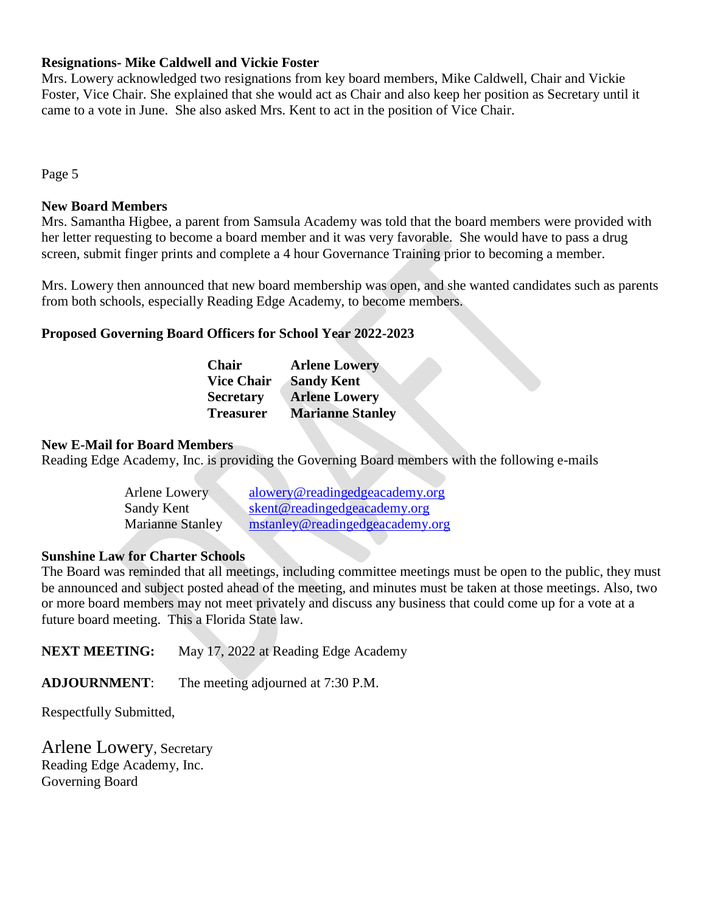**Resignations- Mike Caldwell and Vickie Foster**
Mrs. Lowery acknowledged two resignations from key board members, Mike Caldwell, Chair and Vickie Foster, Vice Chair. She explained that she would act as Chair and also keep her position as Secretary until it came to a vote in June. She also asked Mrs. Kent to act in the position of Vice Chair.

**New Board Members**
Mrs. Samantha Higbee, a parent from Samsula Academy was told that the board members were provided with her letter requesting to become a board member and it was very favorable. She would have to pass a drug screen, submit finger prints and complete a 4 hour Governance Training prior to becoming a member.

Mrs. Lowery then announced that new board membership was open, and she wanted candidates such as parents from both schools, especially Reading Edge Academy, to become members.

**Proposed Governing Board Officers for School Year 2022-2023**

| | |
|---|---|
| **Chair** | **Arlene Lowery** |
| **Vice Chair** | **Sandy Kent** |
| **Secretary** | **Arlene Lowery** |
| **Treasurer** | **Marianne Stanley** |

**New E-Mail for Board Members**
Reading Edge Academy, Inc. is providing the Governing Board members with the following e-mails

| | |
|---|---|
| Arlene Lowery | alowery@readingedgeacademy.org |
| Sandy Kent | skent@readingedgeacademy.org |
| Marianne Stanley | mstanley@readingedgeacademy.org |

**Sunshine Law for Charter Schools**
The Board was reminded that all meetings, including committee meetings must be open to the public, they must be announced and subject posted ahead of the meeting, and minutes must be taken at those meetings. Also, two or more board members may not meet privately and discuss any business that could come up for a vote at a future board meeting. This a Florida State law.

**NEXT MEETING:** May 17, 2022 at Reading Edge Academy

**ADJOURNMENT**: The meeting adjourned at 7:30 P.M.

Respectfully Submitted,

Arlene Lowery, Secretary
Reading Edge Academy, Inc.
Governing Board